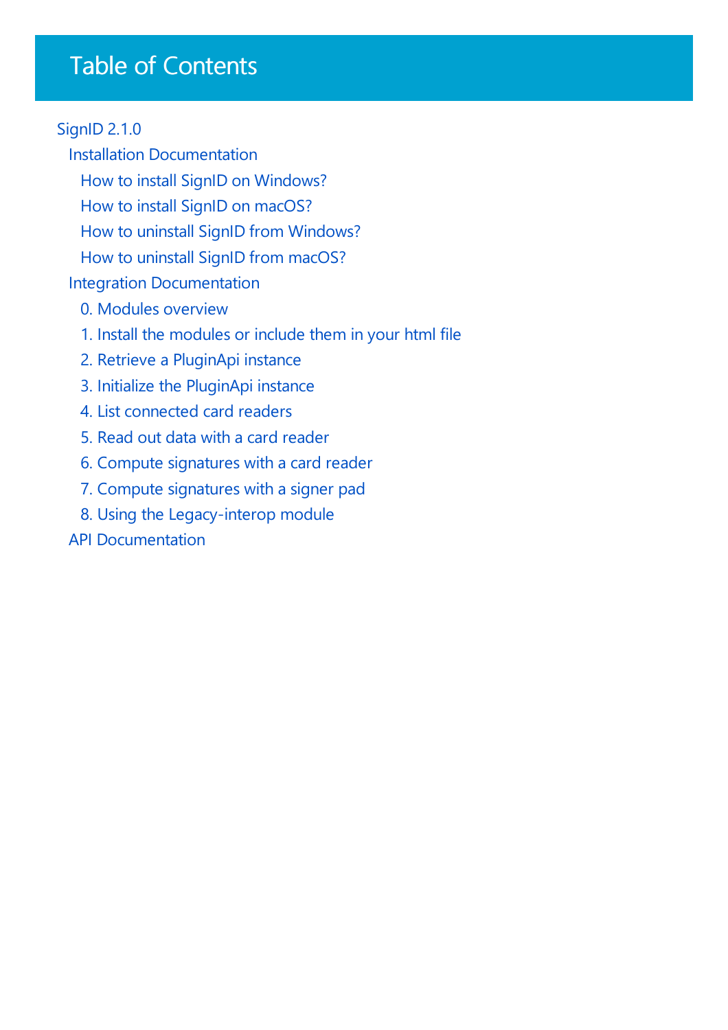# Table of Contents

- SignID 2.1.0
  - Installation Documentation
    - How to install SignID on Windows?
    - How to install SignID on macOS?
    - How to uninstall SignID from Windows?
    - How to uninstall SignID from macOS?
  - Integration Documentation
    - 0. Modules overview
    - 1. Install the modules or include them in your html file
    - 2. Retrieve a PluginApi instance
    - 3. Initialize the PluginApi instance
    - 4. List connected card readers
    - 5. Read out data with a card reader
    - 6. Compute signatures with a card reader
    - 7. Compute signatures with a signer pad
    - 8. Using the Legacy-interop module
  - API Documentation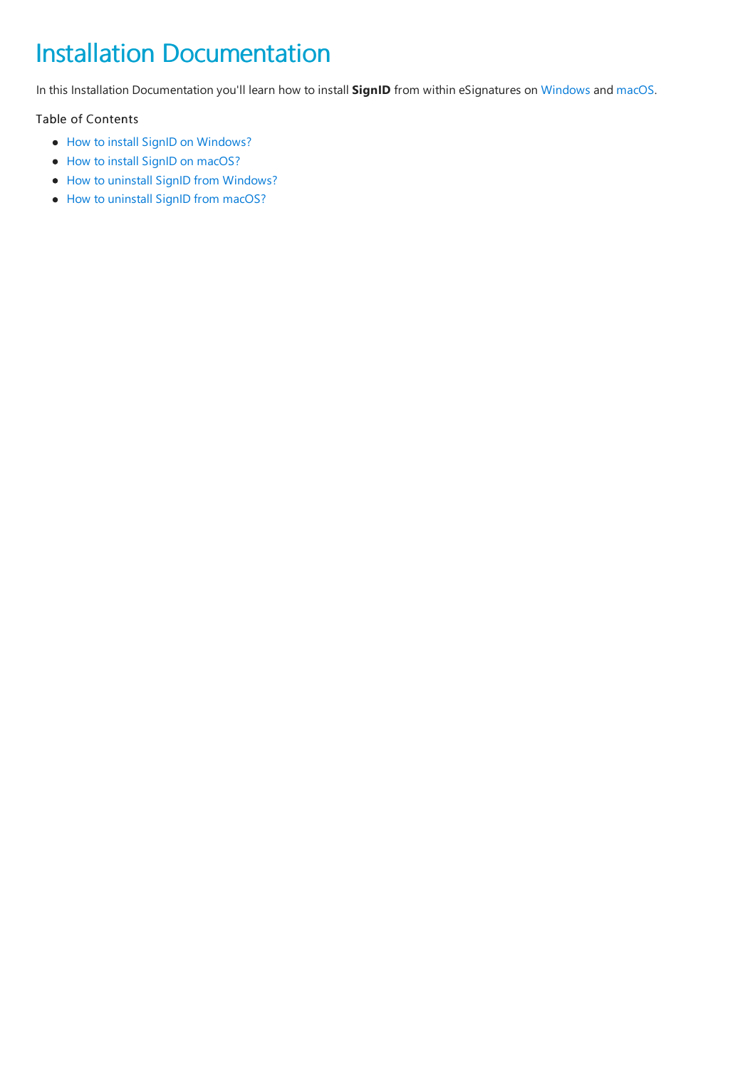# Installation Documentation

In this Installation Documentation you'll learn how to install **SignID** from within eSignatures on Windows and macOS.

Table of Contents

- How to install SignID on Windows?
- How to install SignID on macOS?
- How to uninstall SignID from Windows?
- How to uninstall SignID from macOS?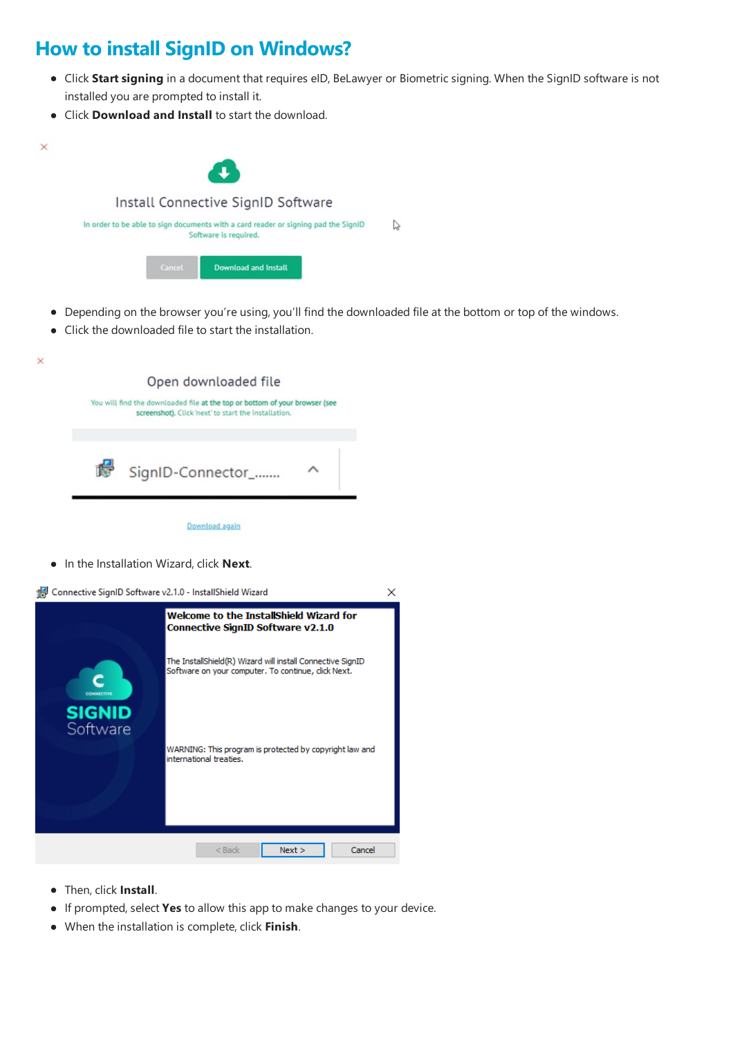## How to install SignID on Windows?

- Click **Start signing** in a document that requires eID, BeLawyer or Biometric signing. When the SignID software is not installed you are prompted to install it.
- Click **Download and Install** to start the download.

- Depending on the browser you're using, you'll find the downloaded file at the bottom or top of the windows.
- Click the downloaded file to start the installation.

- In the Installation Wizard, click **Next**.

- Then, click **Install**.
- If prompted, select **Yes** to allow this app to make changes to your device.
- When the installation is complete, click **Finish**.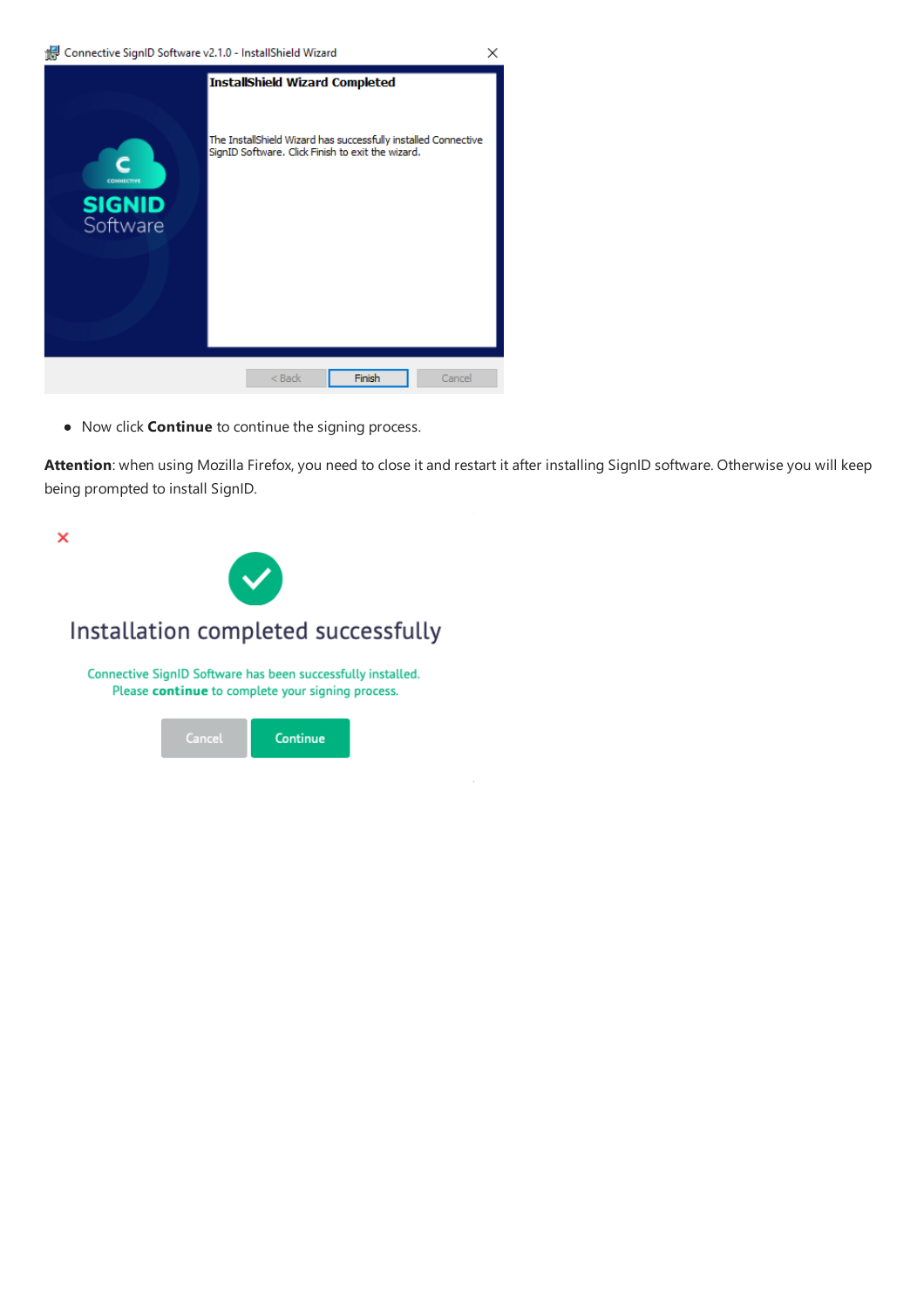- Now click **Continue** to continue the signing process.

**Attention**: when using Mozilla Firefox, you need to close it and restart it after installing SignID software. Otherwise you will keep being prompted to install SignID.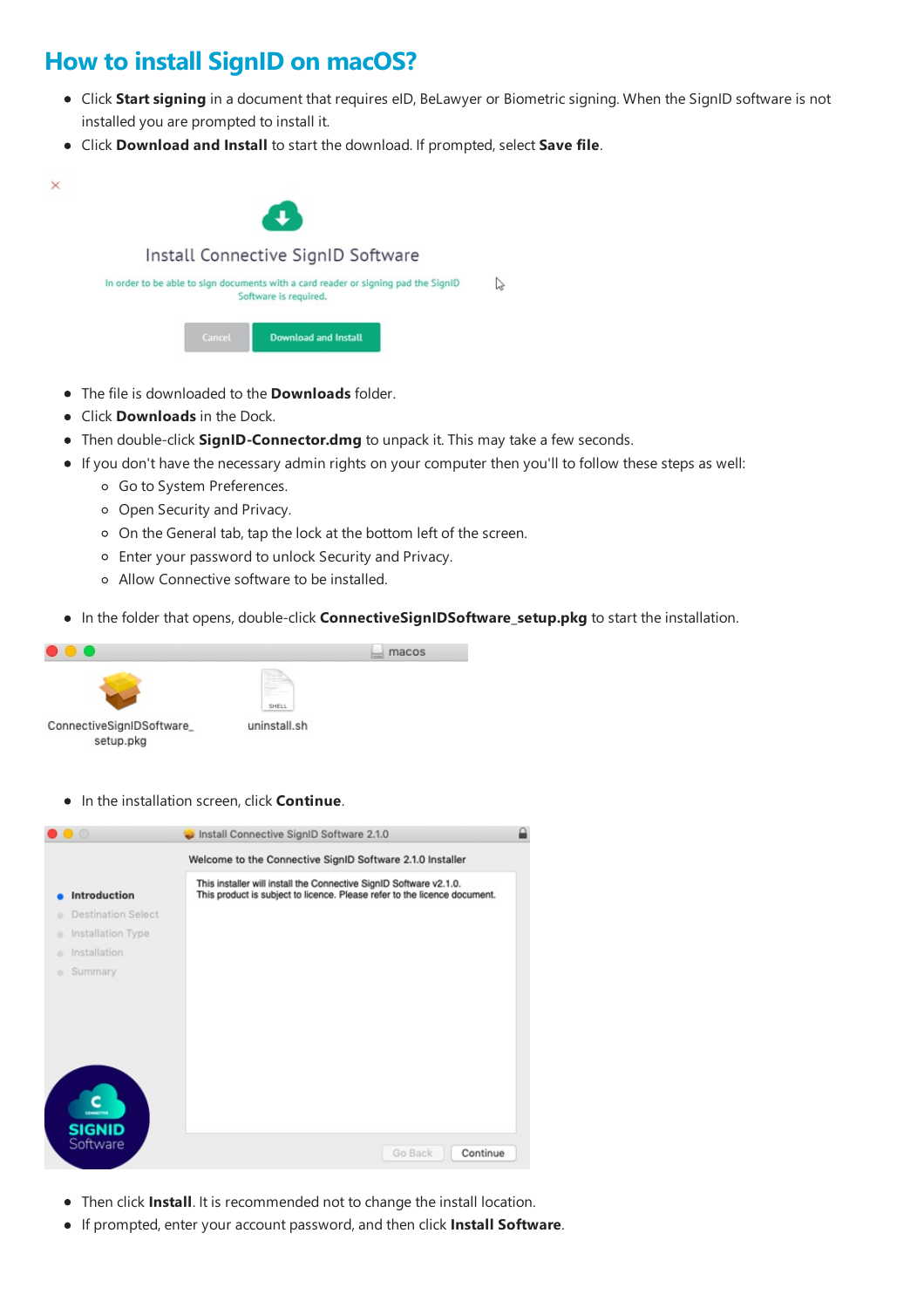# How to install SignID on macOS?

- Click **Start signing** in a document that requires eID, BeLawyer or Biometric signing. When the SignID software is not installed you are prompted to install it.
- Click **Download and Install** to start the download. If prompted, select **Save file**.

- The file is downloaded to the **Downloads** folder.
- Click **Downloads** in the Dock.
- Then double-click **SignID-Connector.dmg** to unpack it. This may take a few seconds.
- If you don't have the necessary admin rights on your computer then you'll to follow these steps as well:
  - Go to System Preferences.
  - Open Security and Privacy.
  - On the General tab, tap the lock at the bottom left of the screen.
  - Enter your password to unlock Security and Privacy.
  - Allow Connective software to be installed.

- In the folder that opens, double-click **ConnectiveSignIDSoftware_setup.pkg** to start the installation.

- In the installation screen, click **Continue**.

- Then click **Install**. It is recommended not to change the install location.
- If prompted, enter your account password, and then click **Install Software**.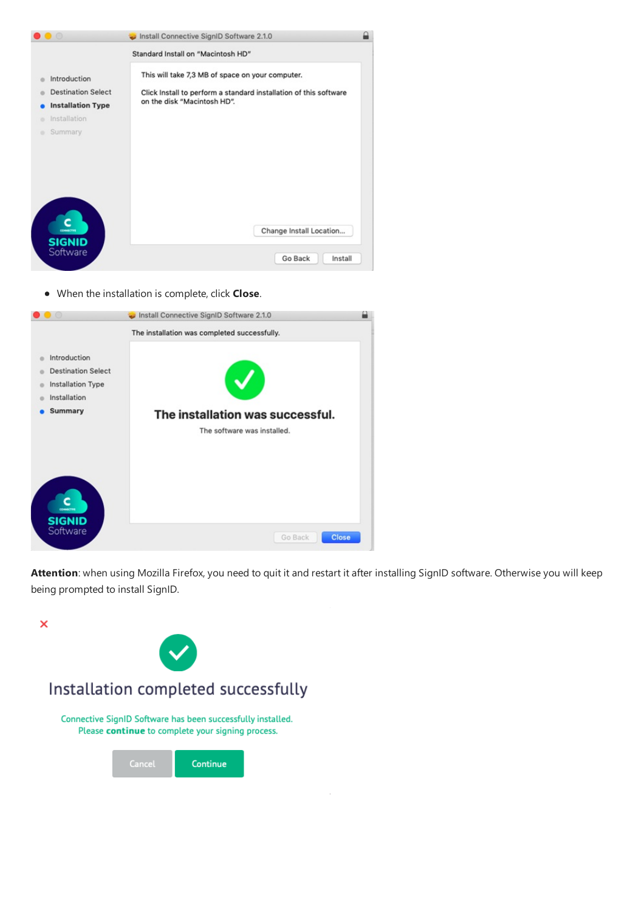- When the installation is complete, click **Close**.

**Attention**: when using Mozilla Firefox, you need to quit it and restart it after installing SignID software. Otherwise you will keep being prompted to install SignID.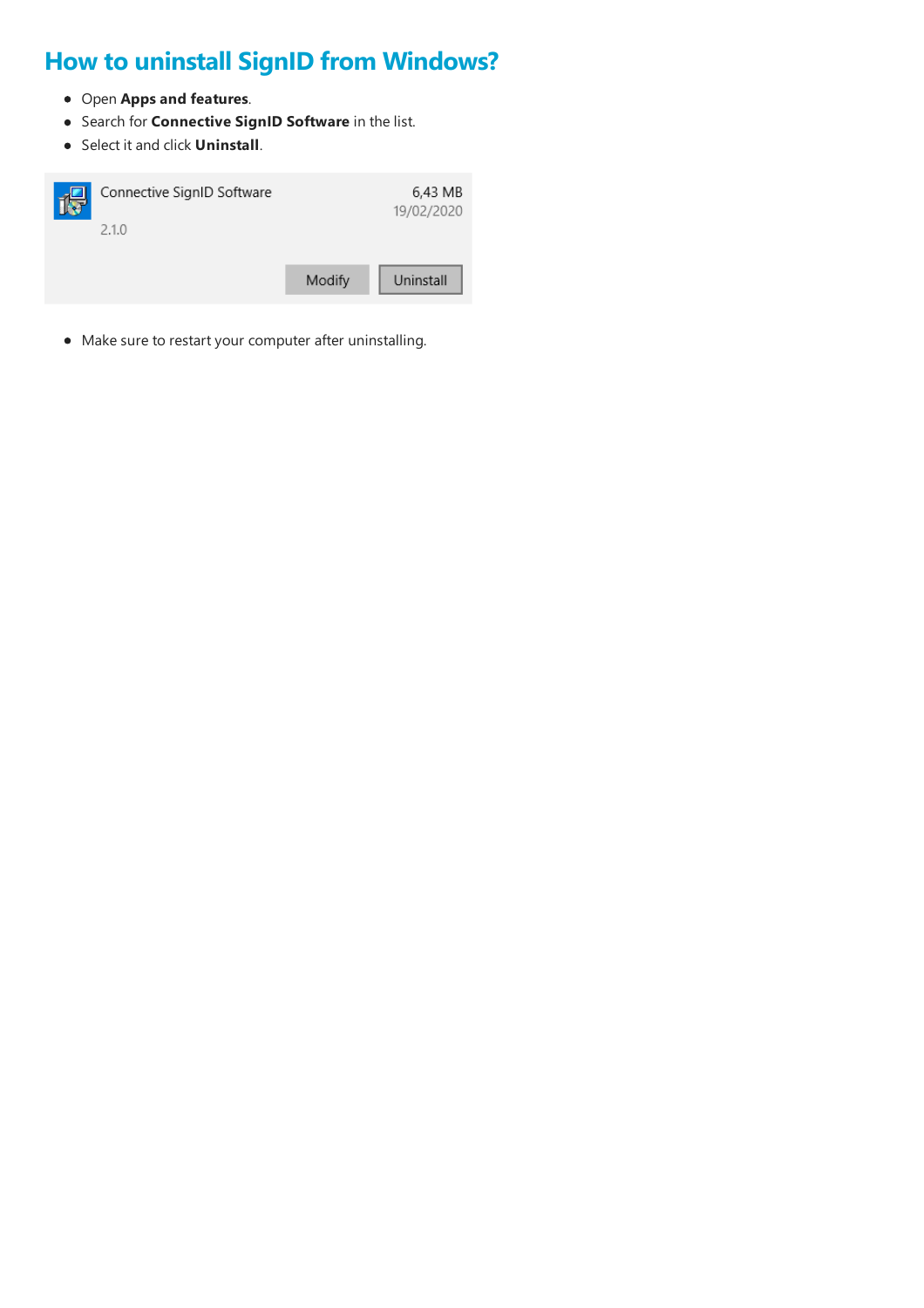# How to uninstall SignID from Windows?

- Open **Apps and features**.
- Search for **Connective SignID Software** in the list.
- Select it and click **Uninstall**.

Connective SignID Software 6,43 MB
19/02/2020
2.1.0
Modify Uninstall

- Make sure to restart your computer after uninstalling.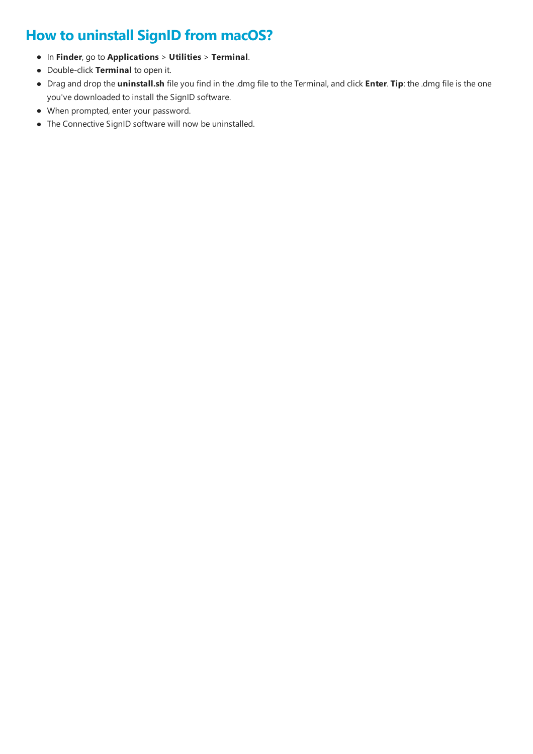## How to uninstall SignID from macOS?

- In **Finder**, go to **Applications** > **Utilities** > **Terminal**.
- Double-click **Terminal** to open it.
- Drag and drop the **uninstall.sh** file you find in the .dmg file to the Terminal, and click **Enter**. **Tip**: the .dmg file is the one you've downloaded to install the SignID software.
- When prompted, enter your password.
- The Connective SignID software will now be uninstalled.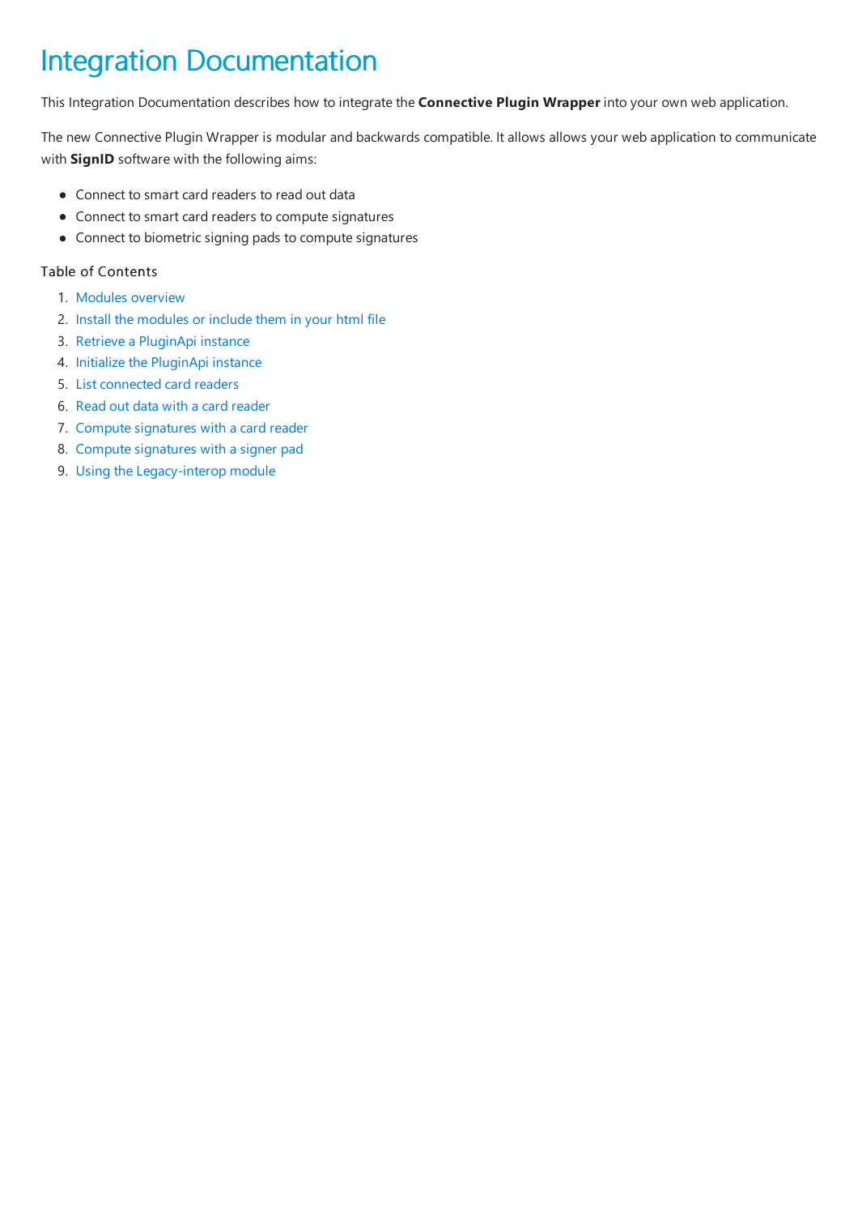# Integration Documentation

This Integration Documentation describes how to integrate the **Connective Plugin Wrapper** into your own web application.

The new Connective Plugin Wrapper is modular and backwards compatible. It allows allows your web application to communicate with **SignID** software with the following aims:

- Connect to smart card readers to read out data
- Connect to smart card readers to compute signatures
- Connect to biometric signing pads to compute signatures

Table of Contents

1. Modules overview
2. Install the modules or include them in your html file
3. Retrieve a PluginApi instance
4. Initialize the PluginApi instance
5. List connected card readers
6. Read out data with a card reader
7. Compute signatures with a card reader
8. Compute signatures with a signer pad
9. Using the Legacy-interop module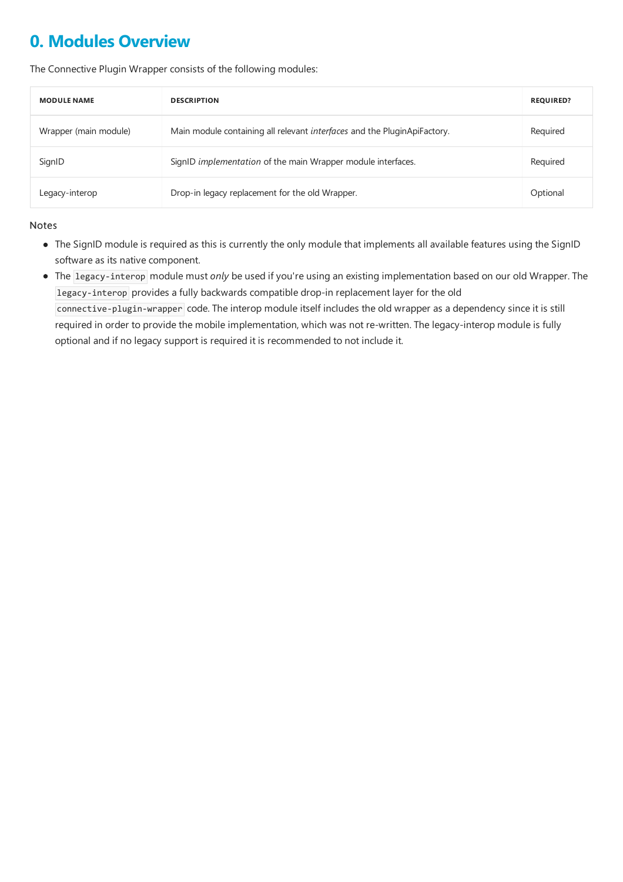# 0. Modules Overview

The Connective Plugin Wrapper consists of the following modules:

| MODULE NAME | DESCRIPTION | REQUIRED? |
| --- | --- | --- |
| Wrapper (main module) | Main module containing all relevant *interfaces* and the PluginApiFactory. | Required |
| SignID | SignID *implementation* of the main Wrapper module interfaces. | Required |
| Legacy-interop | Drop-in legacy replacement for the old Wrapper. | Optional |

Notes

- The SignID module is required as this is currently the only module that implements all available features using the SignID software as its native component.
- The `legacy-interop` module must *only* be used if you're using an existing implementation based on our old Wrapper. The `legacy-interop` provides a fully backwards compatible drop-in replacement layer for the old `connective-plugin-wrapper` code. The interop module itself includes the old wrapper as a dependency since it is still required in order to provide the mobile implementation, which was not re-written. The legacy-interop module is fully optional and if no legacy support is required it is recommended to not include it.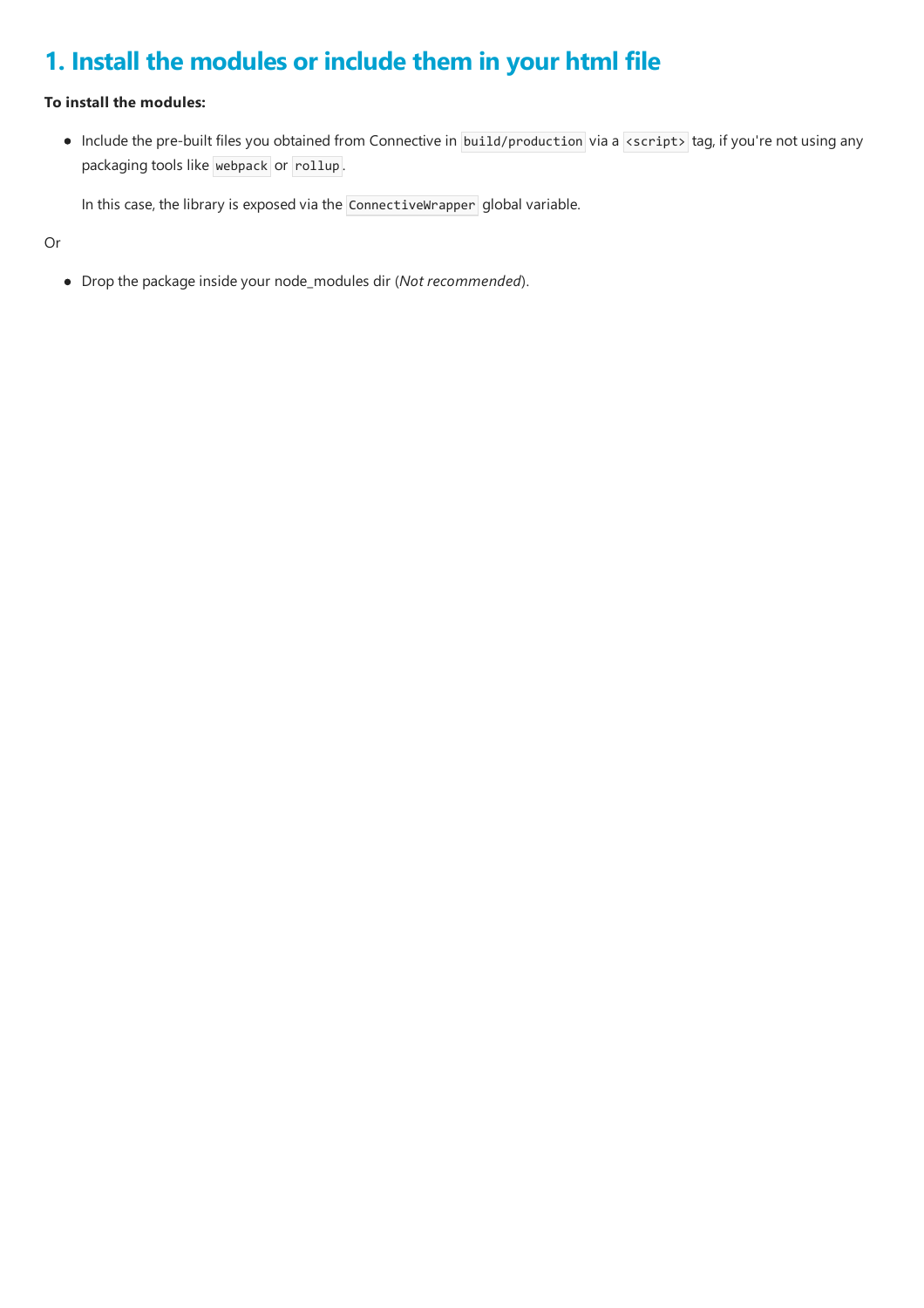# 1. Install the modules or include them in your html file

**To install the modules:**

- Include the pre-built files you obtained from Connective in `build/production` via a `<script>` tag, if you're not using any packaging tools like `webpack` or `rollup`.

  In this case, the library is exposed via the `ConnectiveWrapper` global variable.

Or

- Drop the package inside your node_modules dir (*Not recommended*).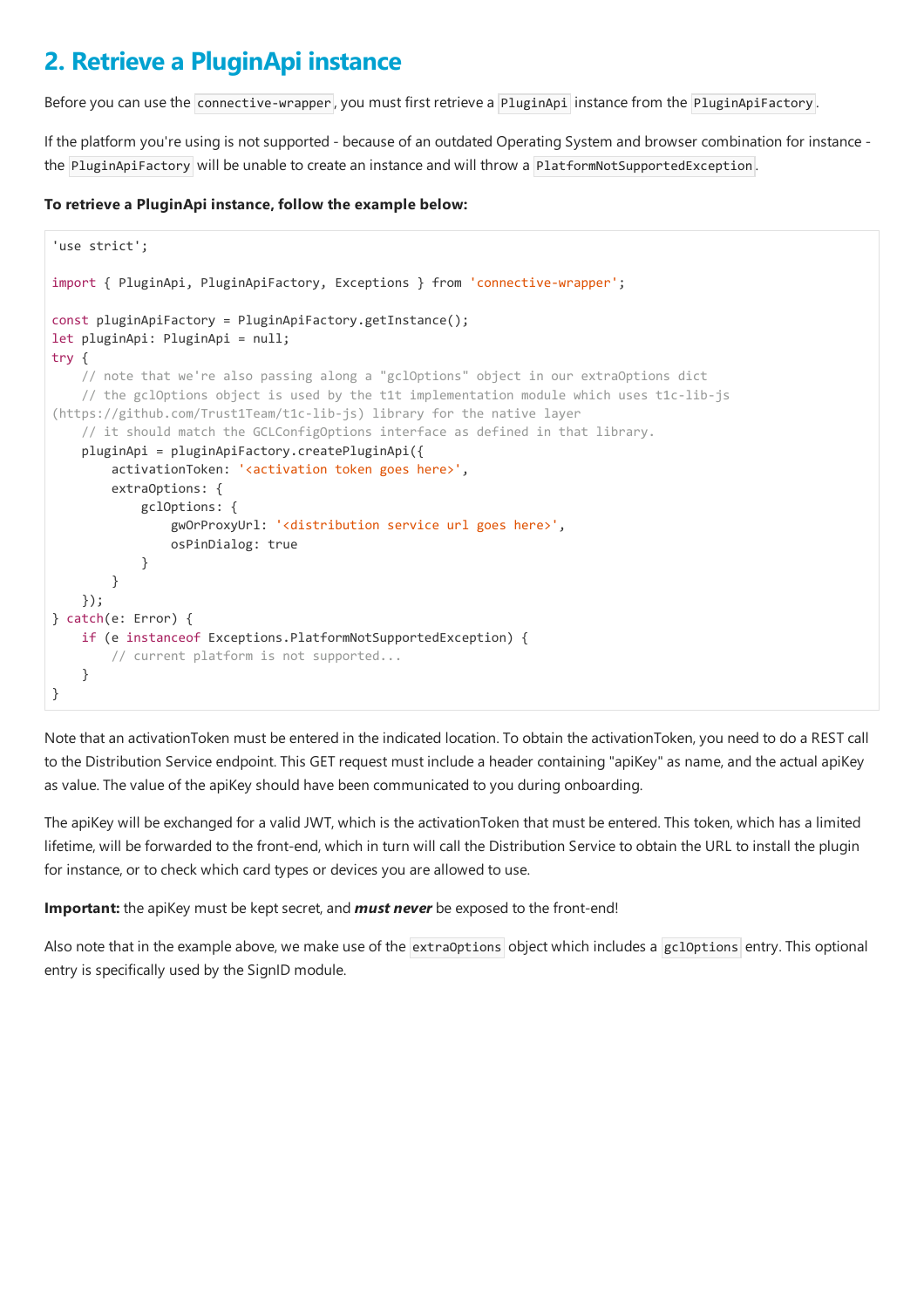## 2. Retrieve a PluginApi instance

Before you can use the `connective-wrapper`, you must first retrieve a `PluginApi` instance from the `PluginApiFactory`.

If the platform you're using is not supported - because of an outdated Operating System and browser combination for instance - the `PluginApiFactory` will be unable to create an instance and will throw a `PlatformNotSupportedException`.

**To retrieve a PluginApi instance, follow the example below:**

```
'use strict';

import { PluginApi, PluginApiFactory, Exceptions } from 'connective-wrapper';

const pluginApiFactory = PluginApiFactory.getInstance();
let pluginApi: PluginApi = null;
try {
    // note that we're also passing along a "gclOptions" object in our extraOptions dict
    // the gclOptions object is used by the t1t implementation module which uses t1c-lib-js
(https://github.com/Trust1Team/t1c-lib-js) library for the native layer
    // it should match the GCLConfigOptions interface as defined in that library.
    pluginApi = pluginApiFactory.createPluginApi({
        activationToken: '<activation token goes here>',
        extraOptions: {
            gclOptions: {
                gwOrProxyUrl: '<distribution service url goes here>',
                osPinDialog: true
            }
        }
    });
} catch(e: Error) {
    if (e instanceof Exceptions.PlatformNotSupportedException) {
        // current platform is not supported...
    }
}
```

Note that an activationToken must be entered in the indicated location. To obtain the activationToken, you need to do a REST call to the Distribution Service endpoint. This GET request must include a header containing "apiKey" as name, and the actual apiKey as value. The value of the apiKey should have been communicated to you during onboarding.

The apiKey will be exchanged for a valid JWT, which is the activationToken that must be entered. This token, which has a limited lifetime, will be forwarded to the front-end, which in turn will call the Distribution Service to obtain the URL to install the plugin for instance, or to check which card types or devices you are allowed to use.

**Important:** the apiKey must be kept secret, and ***must never*** be exposed to the front-end!

Also note that in the example above, we make use of the `extraOptions` object which includes a `gclOptions` entry. This optional entry is specifically used by the SignID module.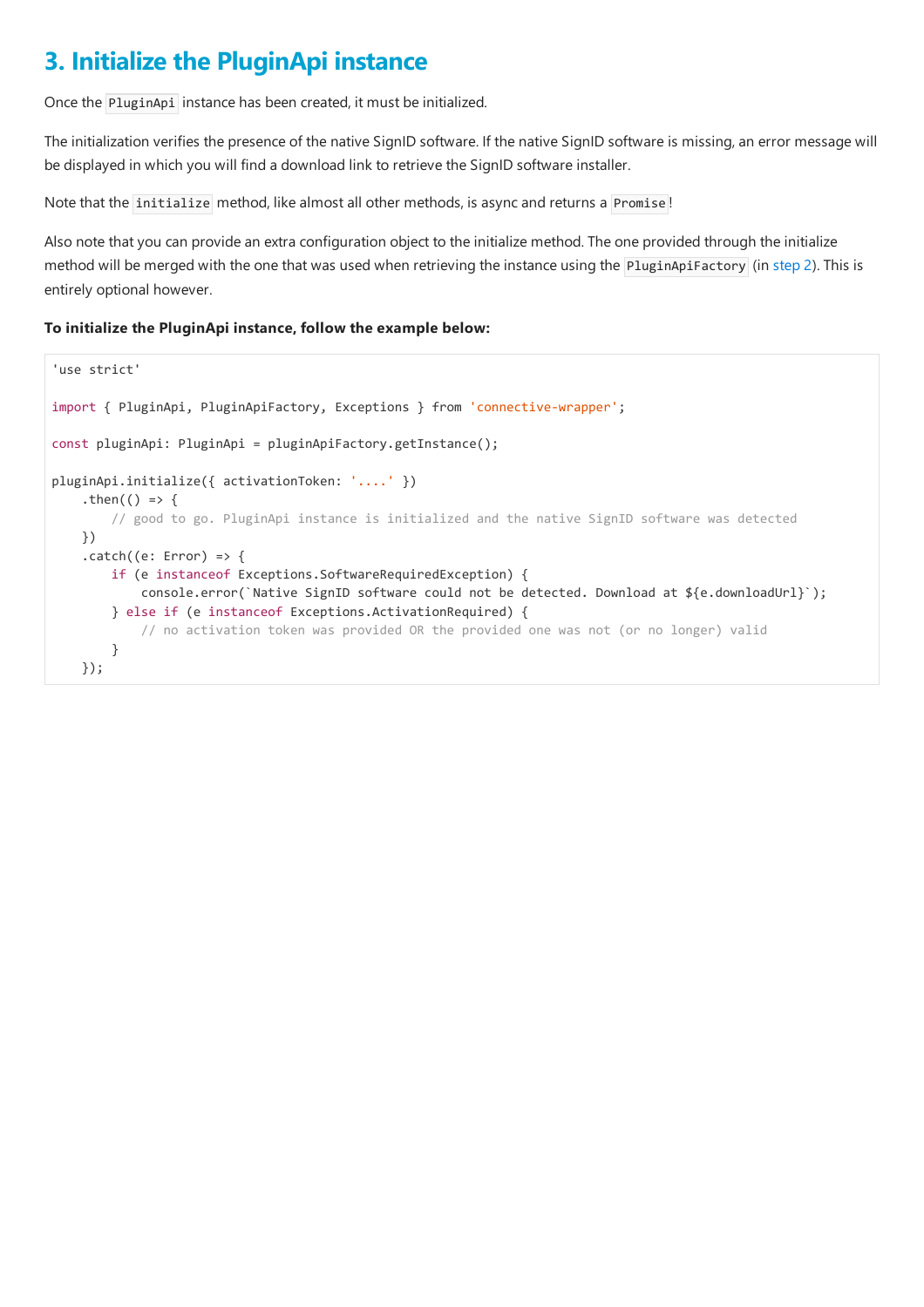## 3. Initialize the PluginApi instance

Once the `PluginApi` instance has been created, it must be initialized.

The initialization verifies the presence of the native SignID software. If the native SignID software is missing, an error message will be displayed in which you will find a download link to retrieve the SignID software installer.

Note that the `initialize` method, like almost all other methods, is async and returns a `Promise`!

Also note that you can provide an extra configuration object to the initialize method. The one provided through the initialize method will be merged with the one that was used when retrieving the instance using the `PluginApiFactory` (in step 2). This is entirely optional however.

**To initialize the PluginApi instance, follow the example below:**

```
'use strict'

import { PluginApi, PluginApiFactory, Exceptions } from 'connective-wrapper';

const pluginApi: PluginApi = pluginApiFactory.getInstance();

pluginApi.initialize({ activationToken: '....' })
    .then(() => {
        // good to go. PluginApi instance is initialized and the native SignID software was detected
    })
    .catch((e: Error) => {
        if (e instanceof Exceptions.SoftwareRequiredException) {
            console.error(`Native SignID software could not be detected. Download at ${e.downloadUrl}`);
        } else if (e instanceof Exceptions.ActivationRequired) {
            // no activation token was provided OR the provided one was not (or no longer) valid
        }
    });
```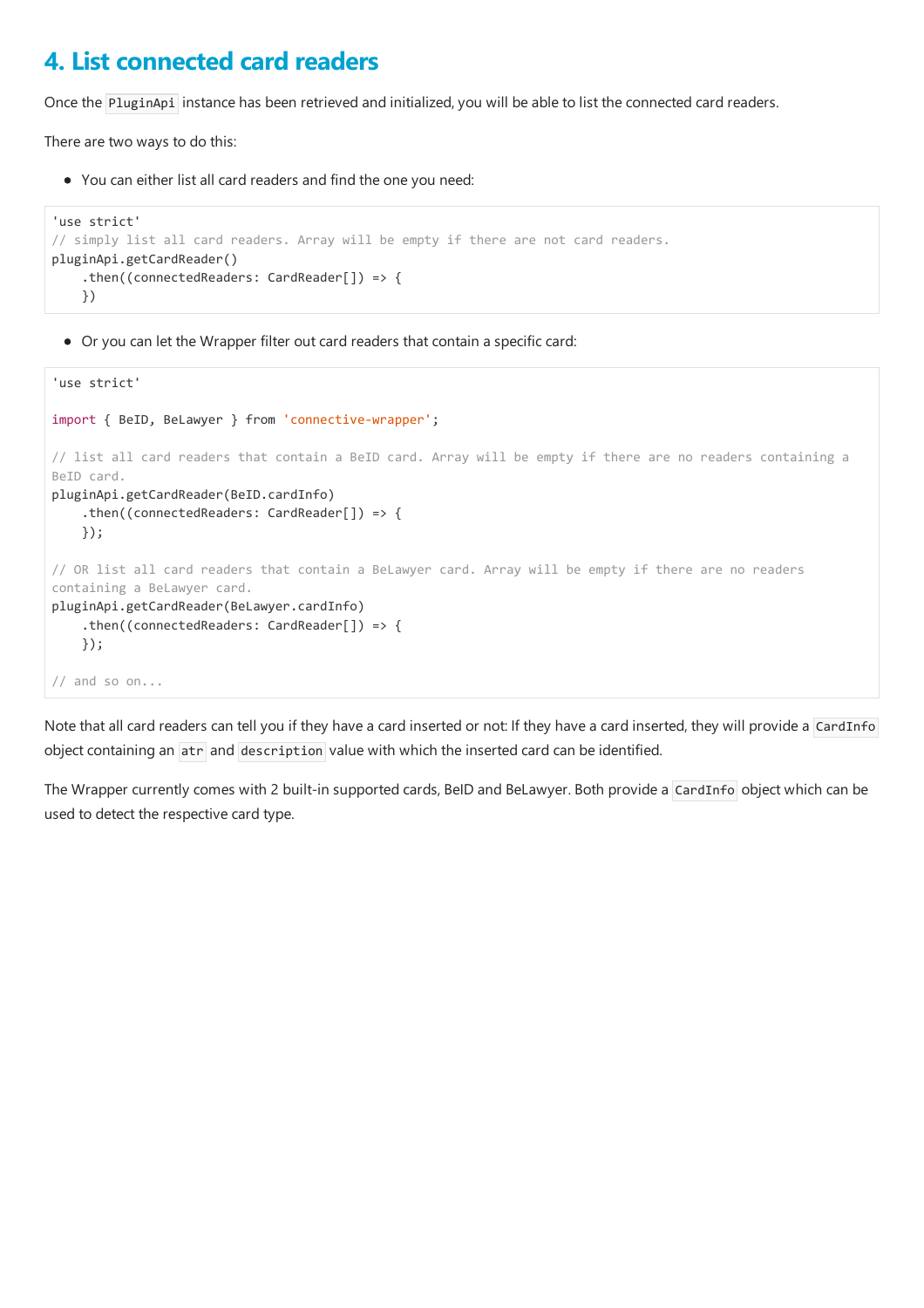## 4. List connected card readers

Once the `PluginApi` instance has been retrieved and initialized, you will be able to list the connected card readers.

There are two ways to do this:

- You can either list all card readers and find the one you need:

```
'use strict'
// simply list all card readers. Array will be empty if there are not card readers.
pluginApi.getCardReader()
    .then((connectedReaders: CardReader[]) => {
    })
```

- Or you can let the Wrapper filter out card readers that contain a specific card:

```
'use strict'

import { BeID, BeLawyer } from 'connective-wrapper';

// list all card readers that contain a BeID card. Array will be empty if there are no readers containing a BeID card.
pluginApi.getCardReader(BeID.cardInfo)
    .then((connectedReaders: CardReader[]) => {
    });

// OR list all card readers that contain a BeLawyer card. Array will be empty if there are no readers containing a BeLawyer card.
pluginApi.getCardReader(BeLawyer.cardInfo)
    .then((connectedReaders: CardReader[]) => {
    });

// and so on...
```

Note that all card readers can tell you if they have a card inserted or not: If they have a card inserted, they will provide a `CardInfo` object containing an `atr` and `description` value with which the inserted card can be identified.

The Wrapper currently comes with 2 built-in supported cards, BeID and BeLawyer. Both provide a `CardInfo` object which can be used to detect the respective card type.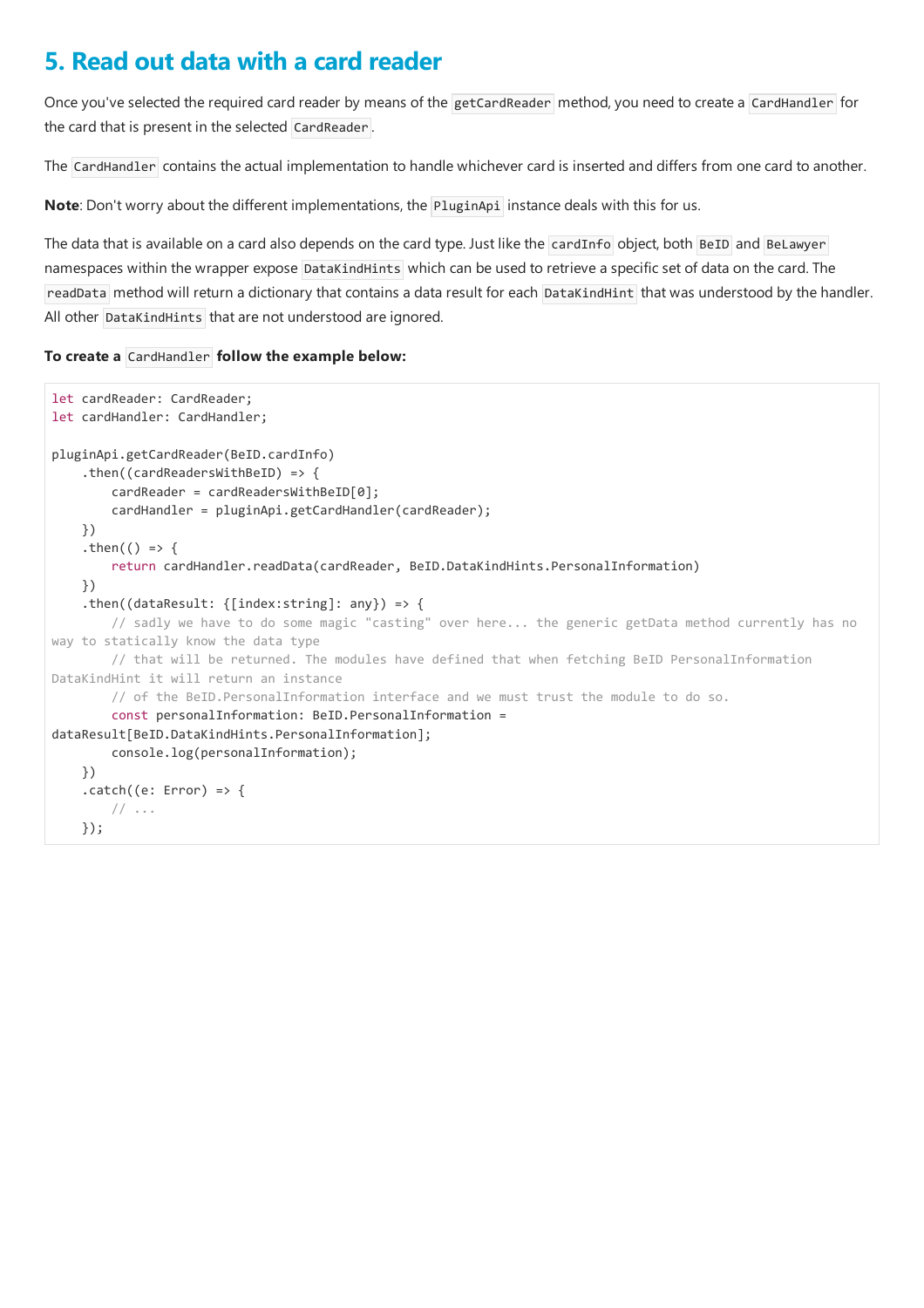## 5. Read out data with a card reader

Once you've selected the required card reader by means of the `getCardReader` method, you need to create a `CardHandler` for the card that is present in the selected `CardReader`.

The `CardHandler` contains the actual implementation to handle whichever card is inserted and differs from one card to another.

**Note**: Don't worry about the different implementations, the `PluginApi` instance deals with this for us.

The data that is available on a card also depends on the card type. Just like the `cardInfo` object, both `BeID` and `BeLawyer` namespaces within the wrapper expose `DataKindHints` which can be used to retrieve a specific set of data on the card. The `readData` method will return a dictionary that contains a data result for each `DataKindHint` that was understood by the handler. All other `DataKindHints` that are not understood are ignored.

**To create a `CardHandler` follow the example below:**

```
let cardReader: CardReader;
let cardHandler: CardHandler;

pluginApi.getCardReader(BeID.cardInfo)
    .then((cardReadersWithBeID) => {
        cardReader = cardReadersWithBeID[0];
        cardHandler = pluginApi.getCardHandler(cardReader);
    })
    .then(() => {
        return cardHandler.readData(cardReader, BeID.DataKindHints.PersonalInformation)
    })
    .then((dataResult: {[index:string]: any}) => {
        // sadly we have to do some magic "casting" over here... the generic getData method currently has no way to statically know the data type
        // that will be returned. The modules have defined that when fetching BeID PersonalInformation DataKindHint it will return an instance
        // of the BeID.PersonalInformation interface and we must trust the module to do so.
        const personalInformation: BeID.PersonalInformation = dataResult[BeID.DataKindHints.PersonalInformation];
        console.log(personalInformation);
    })
    .catch((e: Error) => {
        // ...
    });
```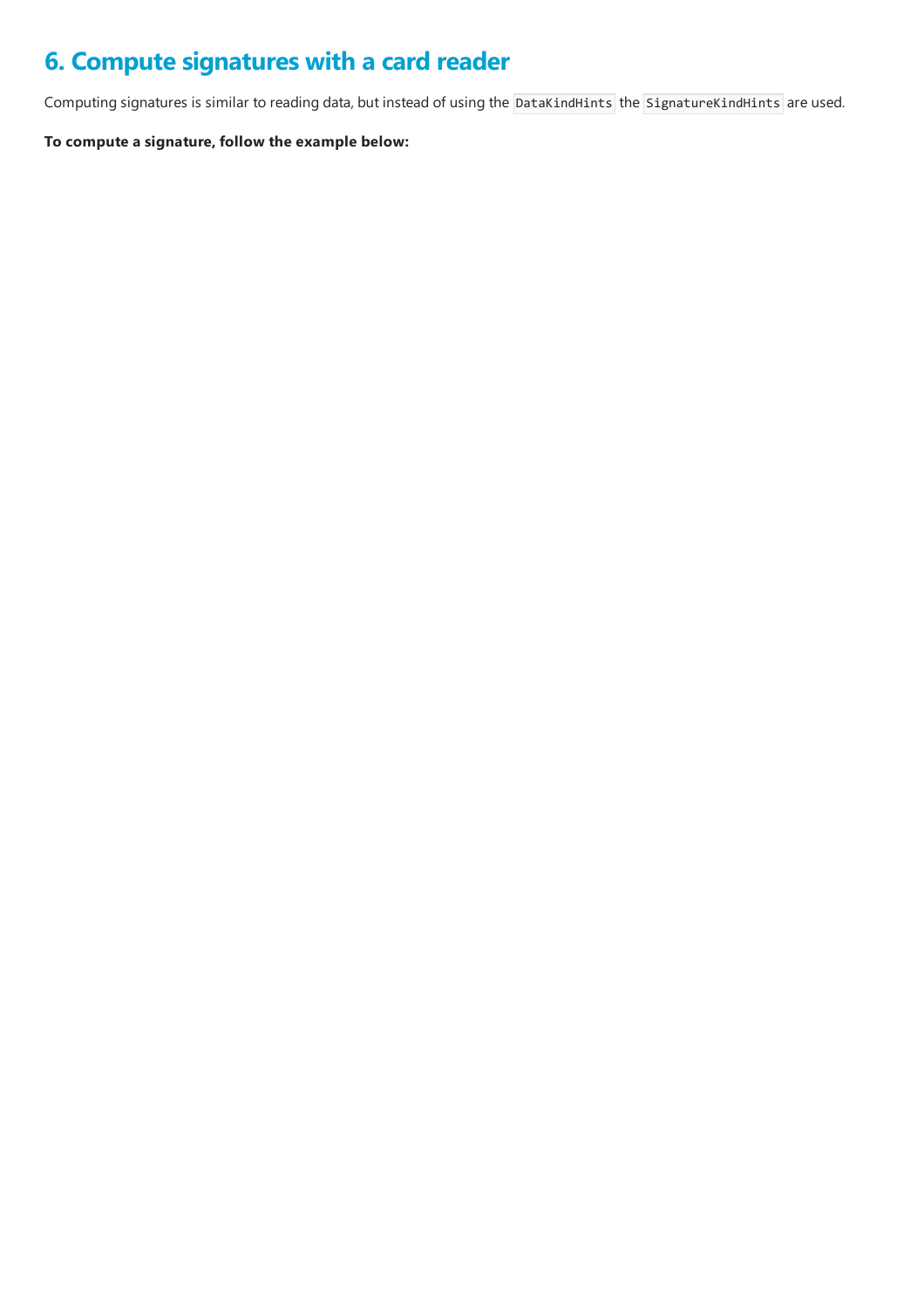# 6. Compute signatures with a card reader

Computing signatures is similar to reading data, but instead of using the `DataKindHints` the `SignatureKindHints` are used.

**To compute a signature, follow the example below:**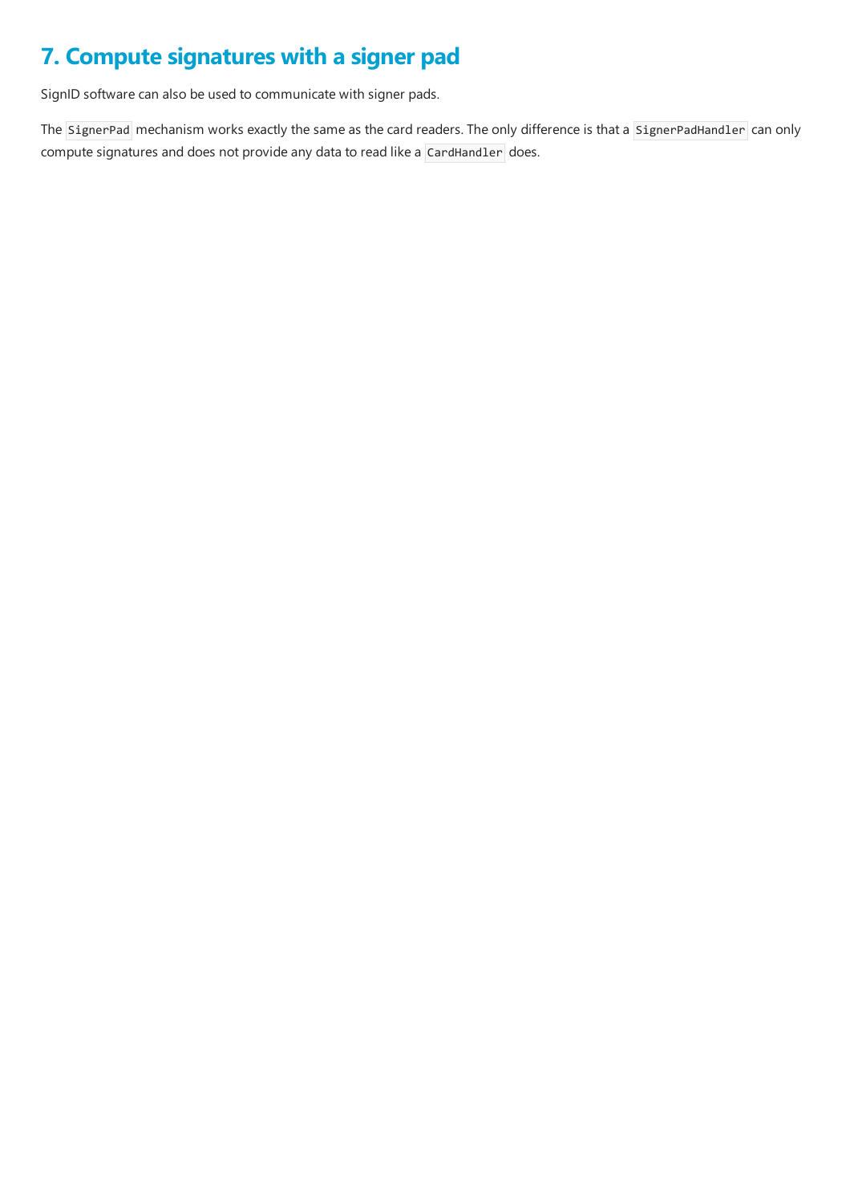# 7. Compute signatures with a signer pad

SignID software can also be used to communicate with signer pads.

The `SignerPad` mechanism works exactly the same as the card readers. The only difference is that a `SignerPadHandler` can only compute signatures and does not provide any data to read like a `CardHandler` does.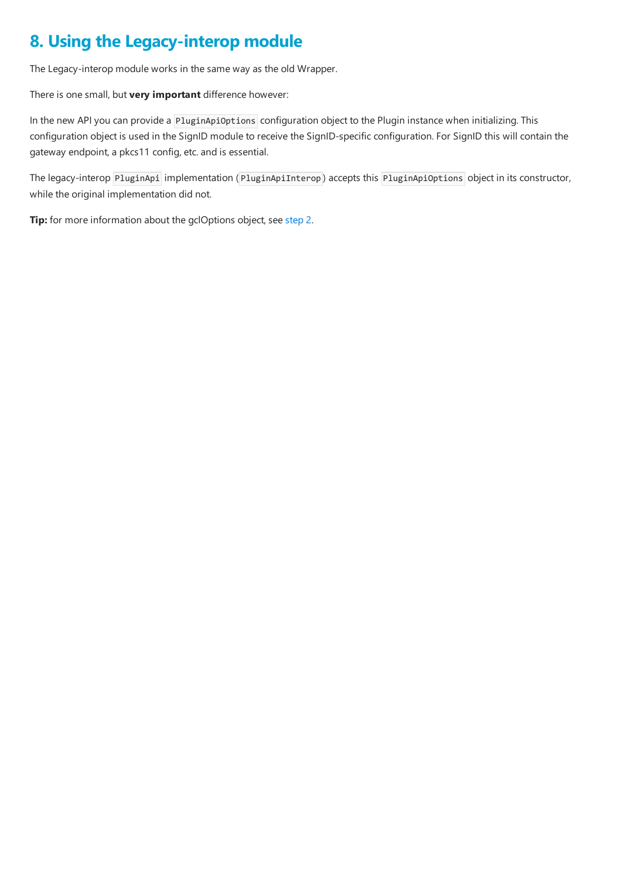# 8. Using the Legacy-interop module

The Legacy-interop module works in the same way as the old Wrapper.

There is one small, but **very important** difference however:

In the new API you can provide a `PluginApiOptions` configuration object to the Plugin instance when initializing. This configuration object is used in the SignID module to receive the SignID-specific configuration. For SignID this will contain the gateway endpoint, a pkcs11 config, etc. and is essential.

The legacy-interop `PluginApi` implementation (`PluginApiInterop`) accepts this `PluginApiOptions` object in its constructor, while the original implementation did not.

**Tip:** for more information about the gclOptions object, see step 2.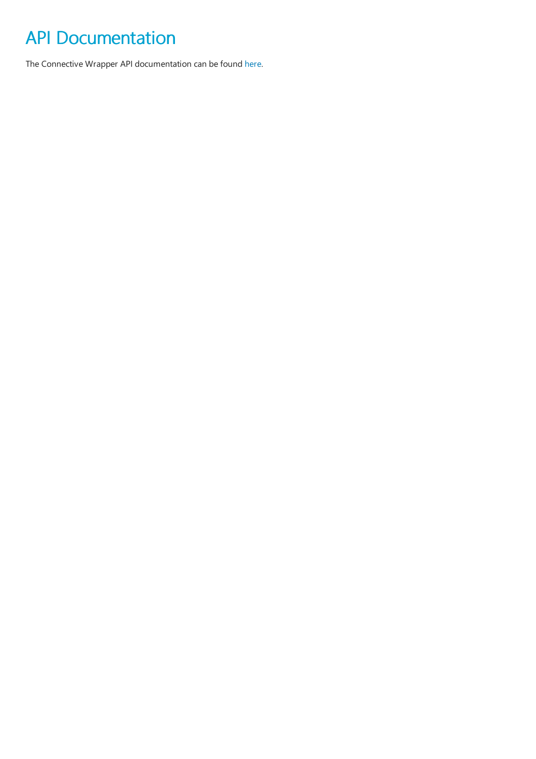# API Documentation

The Connective Wrapper API documentation can be found here.